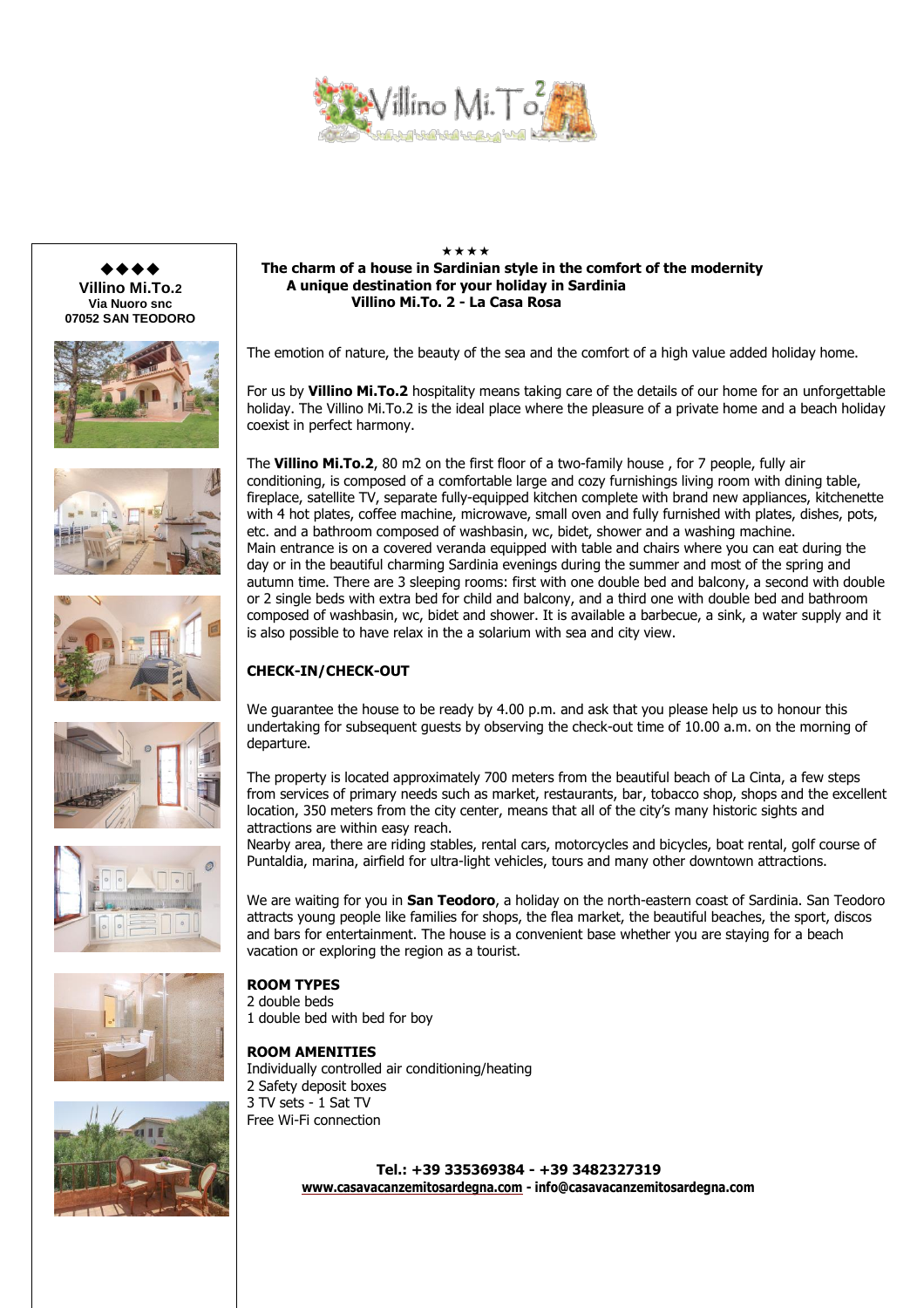◆◆◆◆
**Villino Mi.To.2**
**Via Nuoro snc**
**07052 SAN TEODORO**

★★★★

**The charm of a house in Sardinian style in the comfort of the modernity**
**A unique destination for your holiday in Sardinia**
**Villino Mi.To. 2 - La Casa Rosa**

The emotion of nature, the beauty of the sea and the comfort of a high value added holiday home.

For us by **Villino Mi.To.2** hospitality means taking care of the details of our home for an unforgettable holiday. The Villino Mi.To.2 is the ideal place where the pleasure of a private home and a beach holiday coexist in perfect harmony.

The **Villino Mi.To.2**, 80 m2 on the first floor of a two-family house , for 7 people, fully air conditioning, is composed of a comfortable large and cozy furnishings living room with dining table, fireplace, satellite TV, separate fully-equipped kitchen complete with brand new appliances, kitchenette with 4 hot plates, coffee machine, microwave, small oven and fully furnished with plates, dishes, pots, etc. and a bathroom composed of washbasin, wc, bidet, shower and a washing machine.
Main entrance is on a covered veranda equipped with table and chairs where you can eat during the day or in the beautiful charming Sardinia evenings during the summer and most of the spring and autumn time. There are 3 sleeping rooms: first with one double bed and balcony, a second with double or 2 single beds with extra bed for child and balcony, and a third one with double bed and bathroom composed of washbasin, wc, bidet and shower. It is available a barbecue, a sink, a water supply and it is also possible to have relax in the a solarium with sea and city view.

**CHECK-IN/CHECK-OUT**

We guarantee the house to be ready by 4.00 p.m. and ask that you please help us to honour this undertaking for subsequent guests by observing the check-out time of 10.00 a.m. on the morning of departure.

The property is located approximately 700 meters from the beautiful beach of La Cinta, a few steps from services of primary needs such as market, restaurants, bar, tobacco shop, shops and the excellent location, 350 meters from the city center, means that all of the city's many historic sights and attractions are within easy reach.
Nearby area, there are riding stables, rental cars, motorcycles and bicycles, boat rental, golf course of Puntaldia, marina, airfield for ultra-light vehicles, tours and many other downtown attractions.

We are waiting for you in **San Teodoro**, a holiday on the north-eastern coast of Sardinia. San Teodoro attracts young people like families for shops, the flea market, the beautiful beaches, the sport, discos and bars for entertainment. The house is a convenient base whether you are staying for a beach vacation or exploring the region as a tourist.

**ROOM TYPES**
2 double beds
1 double bed with bed for boy

**ROOM AMENITIES**
Individually controlled air conditioning/heating
2 Safety deposit boxes
3 TV sets - 1 Sat TV
Free Wi-Fi connection

**Tel.: +39 335369384 - +39 3482327319**
**www.casavacanzemitosardegna.com - info@casavacanzemitosardegna.com**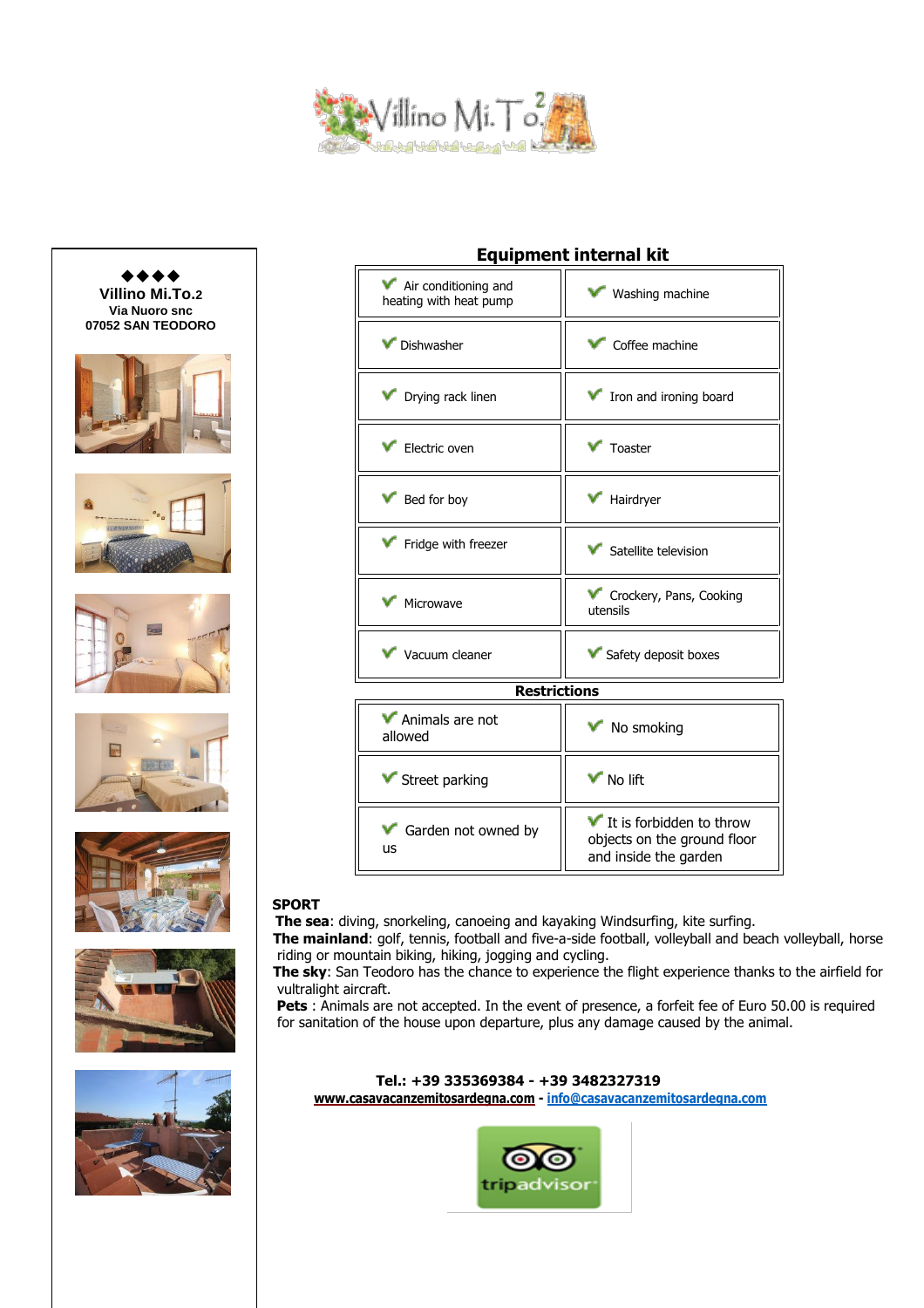◆◆◆◆
**Villino Mi.To.2**
**Via Nuoro snc**
**07052 SAN TEODORO**

## Equipment internal kit

| | |
|---|---|
| ✔ Air conditioning and heating with heat pump | ✔ Washing machine |
| ✔ Dishwasher | ✔ Coffee machine |
| ✔ Drying rack linen | ✔ Iron and ironing board |
| ✔ Electric oven | ✔ Toaster |
| ✔ Bed for boy | ✔ Hairdryer |
| ✔ Fridge with freezer | ✔ Satellite television |
| ✔ Microwave | ✔ Crockery, Pans, Cooking utensils |
| ✔ Vacuum cleaner | ✔ Safety deposit boxes |

## Restrictions

| | |
|---|---|
| ✔ Animals are not allowed | ✔ No smoking |
| ✔ Street parking | ✔ No lift |
| ✔ Garden not owned by us | ✔ It is forbidden to throw objects on the ground floor and inside the garden |

**SPORT**

**The sea**: diving, snorkeling, canoeing and kayaking Windsurfing, kite surfing.
**The mainland**: golf, tennis, football and five-a-side football, volleyball and beach volleyball, horse riding or mountain biking, hiking, jogging and cycling.
**The sky**: San Teodoro has the chance to experience the flight experience thanks to the airfield for vultralight aircraft.
**Pets** : Animals are not accepted. In the event of presence, a forfeit fee of Euro 50.00 is required for sanitation of the house upon departure, plus any damage caused by the animal.

**Tel.: +39 335369384 - +39 3482327319**
**www.casavacanzemitosardegna.com - info@casavacanzemitosardegna.com**